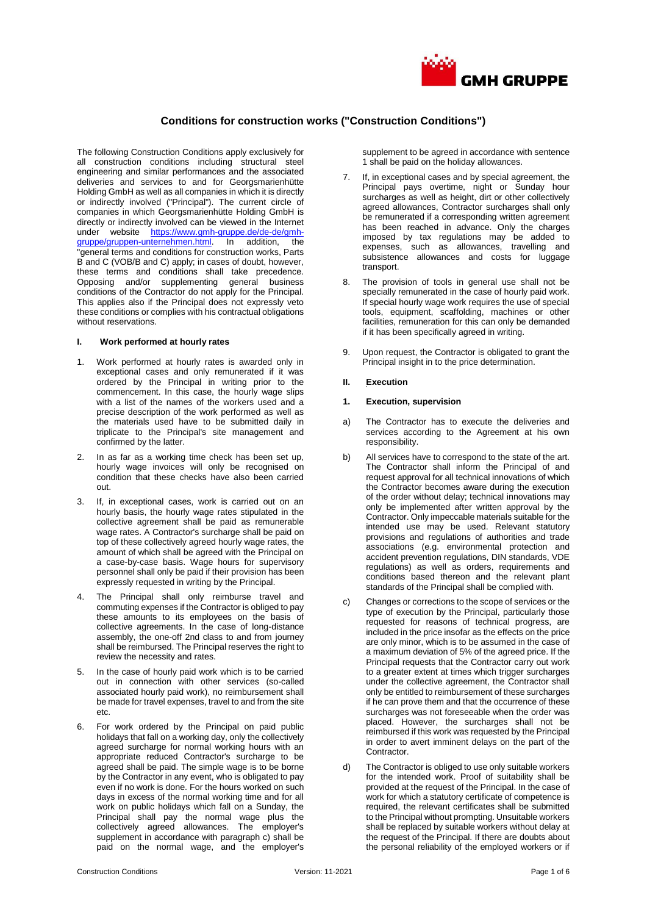# Conditions for construction works ("Construction Conditions")

The following Construction Conditions apply exclusively for all construction conditions including structural steel engineering and similar performances and the associated deliveries and services to and for Georgsmarienhütte Holding GmbH as well as all companies in which it is directly or indirectly involved ("Principal"). The current circle of companies in which Georgsmarienhütte Holding GmbH is directly or indirectly involved can be viewed in the Internet under website https://www.gmh-gruppe.de/de-de/gmh-gruppe/gruppen-unternehmen.html. In addition, the "general terms and conditions for construction works, Parts B and C (VOB/B and C) apply; in cases of doubt, however, these terms and conditions shall take precedence. Opposing and/or supplementing general business conditions of the Contractor do not apply for the Principal. This applies also if the Principal does not expressly veto these conditions or complies with his contractual obligations without reservations.

## I. Work performed at hourly rates

1. Work performed at hourly rates is awarded only in exceptional cases and only remunerated if it was ordered by the Principal in writing prior to the commencement. In this case, the hourly wage slips with a list of the names of the workers used and a precise description of the work performed as well as the materials used have to be submitted daily in triplicate to the Principal's site management and confirmed by the latter.
2. In as far as a working time check has been set up, hourly wage invoices will only be recognised on condition that these checks have also been carried out.
3. If, in exceptional cases, work is carried out on an hourly basis, the hourly wage rates stipulated in the collective agreement shall be paid as remunerable wage rates. A Contractor's surcharge shall be paid on top of these collectively agreed hourly wage rates, the amount of which shall be agreed with the Principal on a case-by-case basis. Wage hours for supervisory personnel shall only be paid if their provision has been expressly requested in writing by the Principal.
4. The Principal shall only reimburse travel and commuting expenses if the Contractor is obliged to pay these amounts to its employees on the basis of collective agreements. In the case of long-distance assembly, the one-off 2nd class to and from journey shall be reimbursed. The Principal reserves the right to review the necessity and rates.
5. In the case of hourly paid work which is to be carried out in connection with other services (so-called associated hourly paid work), no reimbursement shall be made for travel expenses, travel to and from the site etc.
6. For work ordered by the Principal on paid public holidays that fall on a working day, only the collectively agreed surcharge for normal working hours with an appropriate reduced Contractor's surcharge to be agreed shall be paid. The simple wage is to be borne by the Contractor in any event, who is obligated to pay even if no work is done. For the hours worked on such days in excess of the normal working time and for all work on public holidays which fall on a Sunday, the Principal shall pay the normal wage plus the collectively agreed allowances. The employer's supplement in accordance with paragraph c) shall be paid on the normal wage, and the employer's supplement to be agreed in accordance with sentence 1 shall be paid on the holiday allowances.
7. If, in exceptional cases and by special agreement, the Principal pays overtime, night or Sunday hour surcharges as well as height, dirt or other collectively agreed allowances, Contractor surcharges shall only be remunerated if a corresponding written agreement has been reached in advance. Only the charges imposed by tax regulations may be added to expenses, such as allowances, travelling and subsistence allowances and costs for luggage transport.
8. The provision of tools in general use shall not be specially remunerated in the case of hourly paid work. If special hourly wage work requires the use of special tools, equipment, scaffolding, machines or other facilities, remuneration for this can only be demanded if it has been specifically agreed in writing.
9. Upon request, the Contractor is obligated to grant the Principal insight in to the price determination.

## II. Execution

### 1. Execution, supervision

a) The Contractor has to execute the deliveries and services according to the Agreement at his own responsibility.

b) All services have to correspond to the state of the art. The Contractor shall inform the Principal of and request approval for all technical innovations of which the Contractor becomes aware during the execution of the order without delay; technical innovations may only be implemented after written approval by the Contractor. Only impeccable materials suitable for the intended use may be used. Relevant statutory provisions and regulations of authorities and trade associations (e.g. environmental protection and accident prevention regulations, DIN standards, VDE regulations) as well as orders, requirements and conditions based thereon and the relevant plant standards of the Principal shall be complied with.

c) Changes or corrections to the scope of services or the type of execution by the Principal, particularly those requested for reasons of technical progress, are included in the price insofar as the effects on the price are only minor, which is to be assumed in the case of a maximum deviation of 5% of the agreed price. If the Principal requests that the Contractor carry out work to a greater extent at times which trigger surcharges under the collective agreement, the Contractor shall only be entitled to reimbursement of these surcharges if he can prove them and that the occurrence of these surcharges was not foreseeable when the order was placed. However, the surcharges shall not be reimbursed if this work was requested by the Principal in order to avert imminent delays on the part of the Contractor.

d) The Contractor is obliged to use only suitable workers for the intended work. Proof of suitability shall be provided at the request of the Principal. In the case of work for which a statutory certificate of competence is required, the relevant certificates shall be submitted to the Principal without prompting. Unsuitable workers shall be replaced by suitable workers without delay at the request of the Principal. If there are doubts about the personal reliability of the employed workers or if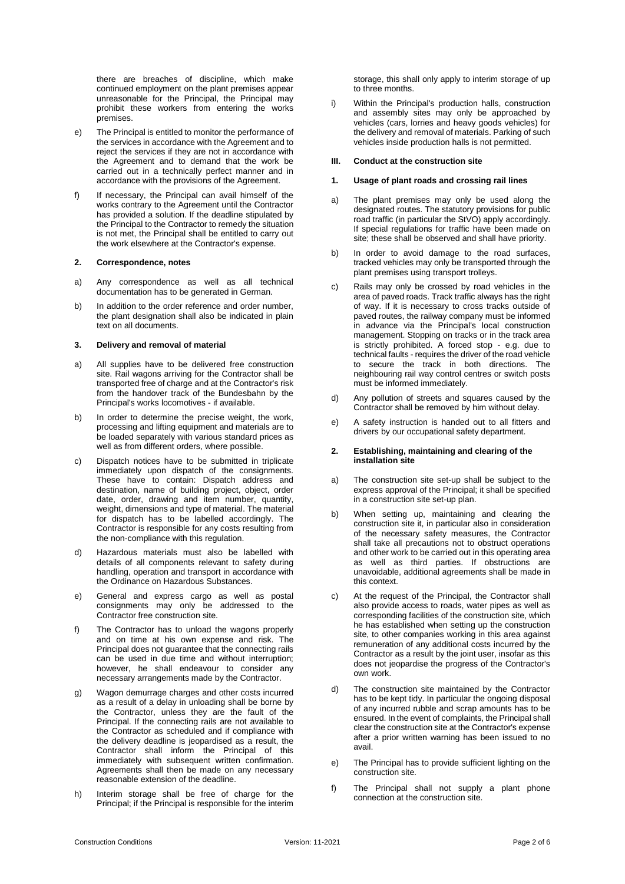there are breaches of discipline, which make continued employment on the plant premises appear unreasonable for the Principal, the Principal may prohibit these workers from entering the works premises.

e) The Principal is entitled to monitor the performance of the services in accordance with the Agreement and to reject the services if they are not in accordance with the Agreement and to demand that the work be carried out in a technically perfect manner and in accordance with the provisions of the Agreement.

f) If necessary, the Principal can avail himself of the works contrary to the Agreement until the Contractor has provided a solution. If the deadline stipulated by the Principal to the Contractor to remedy the situation is not met, the Principal shall be entitled to carry out the work elsewhere at the Contractor's expense.

### 2. Correspondence, notes

a) Any correspondence as well as all technical documentation has to be generated in German.

b) In addition to the order reference and order number, the plant designation shall also be indicated in plain text on all documents.

### 3. Delivery and removal of material

a) All supplies have to be delivered free construction site. Rail wagons arriving for the Contractor shall be transported free of charge and at the Contractor's risk from the handover track of the Bundesbahn by the Principal's works locomotives - if available.

b) In order to determine the precise weight, the work, processing and lifting equipment and materials are to be loaded separately with various standard prices as well as from different orders, where possible.

c) Dispatch notices have to be submitted in triplicate immediately upon dispatch of the consignments. These have to contain: Dispatch address and destination, name of building project, object, order date, order, drawing and item number, quantity, weight, dimensions and type of material. The material for dispatch has to be labelled accordingly. The Contractor is responsible for any costs resulting from the non-compliance with this regulation.

d) Hazardous materials must also be labelled with details of all components relevant to safety during handling, operation and transport in accordance with the Ordinance on Hazardous Substances.

e) General and express cargo as well as postal consignments may only be addressed to the Contractor free construction site.

f) The Contractor has to unload the wagons properly and on time at his own expense and risk. The Principal does not guarantee that the connecting rails can be used in due time and without interruption; however, he shall endeavour to consider any necessary arrangements made by the Contractor.

g) Wagon demurrage charges and other costs incurred as a result of a delay in unloading shall be borne by the Contractor, unless they are the fault of the Principal. If the connecting rails are not available to the Contractor as scheduled and if compliance with the delivery deadline is jeopardised as a result, the Contractor shall inform the Principal of this immediately with subsequent written confirmation. Agreements shall then be made on any necessary reasonable extension of the deadline.

h) Interim storage shall be free of charge for the Principal; if the Principal is responsible for the interim storage, this shall only apply to interim storage of up to three months.

i) Within the Principal's production halls, construction and assembly sites may only be approached by vehicles (cars, lorries and heavy goods vehicles) for the delivery and removal of materials. Parking of such vehicles inside production halls is not permitted.

## III. Conduct at the construction site

### 1. Usage of plant roads and crossing rail lines

a) The plant premises may only be used along the designated routes. The statutory provisions for public road traffic (in particular the StVO) apply accordingly. If special regulations for traffic have been made on site; these shall be observed and shall have priority.

b) In order to avoid damage to the road surfaces, tracked vehicles may only be transported through the plant premises using transport trolleys.

c) Rails may only be crossed by road vehicles in the area of paved roads. Track traffic always has the right of way. If it is necessary to cross tracks outside of paved routes, the railway company must be informed in advance via the Principal's local construction management. Stopping on tracks or in the track area is strictly prohibited. A forced stop - e.g. due to technical faults - requires the driver of the road vehicle to secure the track in both directions. The neighbouring rail way control centres or switch posts must be informed immediately.

d) Any pollution of streets and squares caused by the Contractor shall be removed by him without delay.

e) A safety instruction is handed out to all fitters and drivers by our occupational safety department.

### 2. Establishing, maintaining and clearing of the installation site

a) The construction site set-up shall be subject to the express approval of the Principal; it shall be specified in a construction site set-up plan.

b) When setting up, maintaining and clearing the construction site it, in particular also in consideration of the necessary safety measures, the Contractor shall take all precautions not to obstruct operations and other work to be carried out in this operating area as well as third parties. If obstructions are unavoidable, additional agreements shall be made in this context.

c) At the request of the Principal, the Contractor shall also provide access to roads, water pipes as well as corresponding facilities of the construction site, which he has established when setting up the construction site, to other companies working in this area against remuneration of any additional costs incurred by the Contractor as a result by the joint user, insofar as this does not jeopardise the progress of the Contractor's own work.

d) The construction site maintained by the Contractor has to be kept tidy. In particular the ongoing disposal of any incurred rubble and scrap amounts has to be ensured. In the event of complaints, the Principal shall clear the construction site at the Contractor's expense after a prior written warning has been issued to no avail.

e) The Principal has to provide sufficient lighting on the construction site.

f) The Principal shall not supply a plant phone connection at the construction site.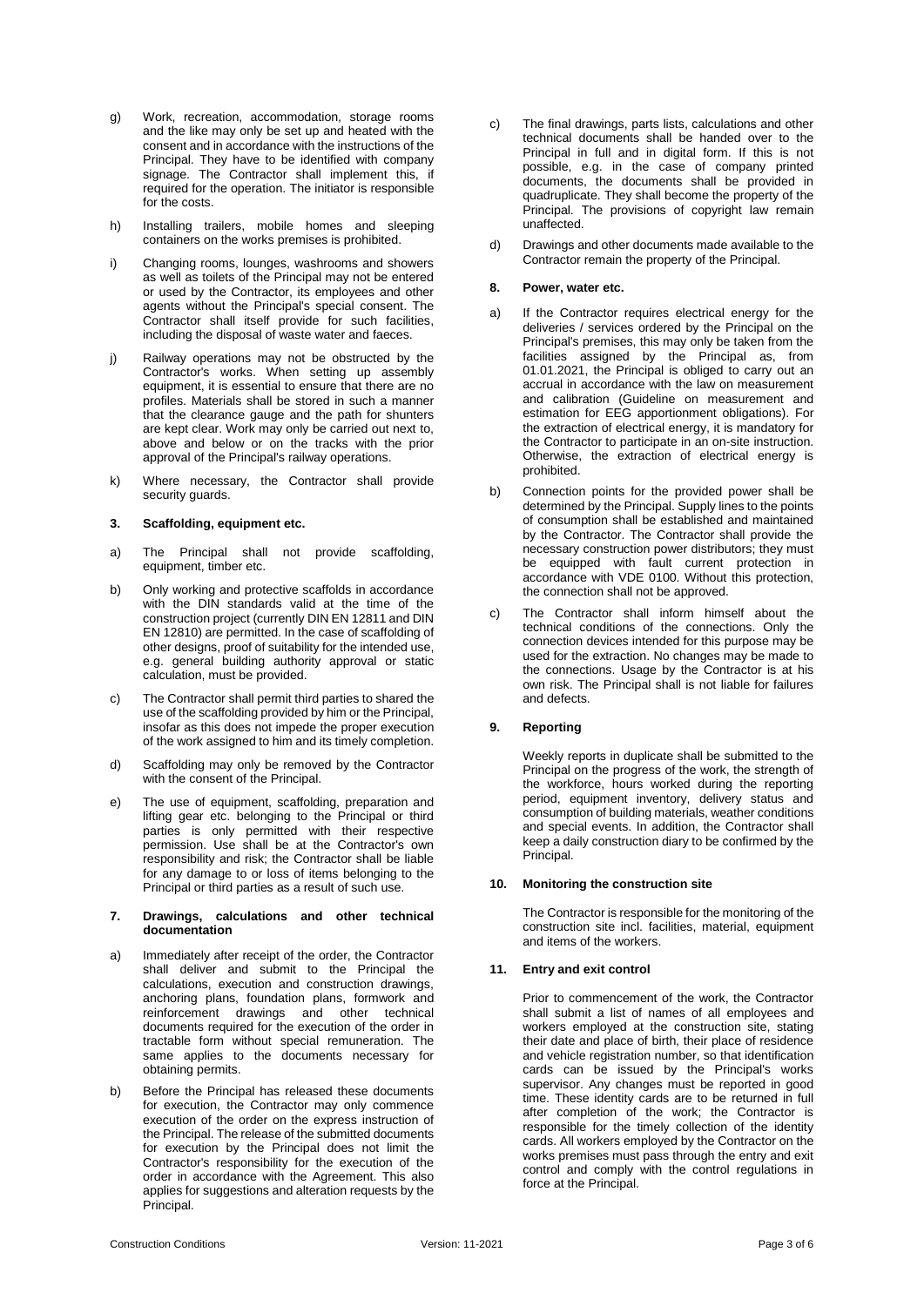g) Work, recreation, accommodation, storage rooms and the like may only be set up and heated with the consent and in accordance with the instructions of the Principal. They have to be identified with company signage. The Contractor shall implement this, if required for the operation. The initiator is responsible for the costs.

h) Installing trailers, mobile homes and sleeping containers on the works premises is prohibited.

i) Changing rooms, lounges, washrooms and showers as well as toilets of the Principal may not be entered or used by the Contractor, its employees and other agents without the Principal's special consent. The Contractor shall itself provide for such facilities, including the disposal of waste water and faeces.

j) Railway operations may not be obstructed by the Contractor's works. When setting up assembly equipment, it is essential to ensure that there are no profiles. Materials shall be stored in such a manner that the clearance gauge and the path for shunters are kept clear. Work may only be carried out next to, above and below or on the tracks with the prior approval of the Principal's railway operations.

k) Where necessary, the Contractor shall provide security guards.

### 3. Scaffolding, equipment etc.

a) The Principal shall not provide scaffolding, equipment, timber etc.

b) Only working and protective scaffolds in accordance with the DIN standards valid at the time of the construction project (currently DIN EN 12811 and DIN EN 12810) are permitted. In the case of scaffolding of other designs, proof of suitability for the intended use, e.g. general building authority approval or static calculation, must be provided.

c) The Contractor shall permit third parties to shared the use of the scaffolding provided by him or the Principal, insofar as this does not impede the proper execution of the work assigned to him and its timely completion.

d) Scaffolding may only be removed by the Contractor with the consent of the Principal.

e) The use of equipment, scaffolding, preparation and lifting gear etc. belonging to the Principal or third parties is only permitted with their respective permission. Use shall be at the Contractor's own responsibility and risk; the Contractor shall be liable for any damage to or loss of items belonging to the Principal or third parties as a result of such use.

### 7. Drawings, calculations and other technical documentation

a) Immediately after receipt of the order, the Contractor shall deliver and submit to the Principal the calculations, execution and construction drawings, anchoring plans, foundation plans, formwork and reinforcement drawings and other technical documents required for the execution of the order in tractable form without special remuneration. The same applies to the documents necessary for obtaining permits.

b) Before the Principal has released these documents for execution, the Contractor may only commence execution of the order on the express instruction of the Principal. The release of the submitted documents for execution by the Principal does not limit the Contractor's responsibility for the execution of the order in accordance with the Agreement. This also applies for suggestions and alteration requests by the Principal.

c) The final drawings, parts lists, calculations and other technical documents shall be handed over to the Principal in full and in digital form. If this is not possible, e.g. in the case of company printed documents, the documents shall be provided in quadruplicate. They shall become the property of the Principal. The provisions of copyright law remain unaffected.

d) Drawings and other documents made available to the Contractor remain the property of the Principal.

### 8. Power, water etc.

a) If the Contractor requires electrical energy for the deliveries / services ordered by the Principal on the Principal's premises, this may only be taken from the facilities assigned by the Principal as, from 01.01.2021, the Principal is obliged to carry out an accrual in accordance with the law on measurement and calibration (Guideline on measurement and estimation for EEG apportionment obligations). For the extraction of electrical energy, it is mandatory for the Contractor to participate in an on-site instruction. Otherwise, the extraction of electrical energy is prohibited.

b) Connection points for the provided power shall be determined by the Principal. Supply lines to the points of consumption shall be established and maintained by the Contractor. The Contractor shall provide the necessary construction power distributors; they must be equipped with fault current protection in accordance with VDE 0100. Without this protection, the connection shall not be approved.

c) The Contractor shall inform himself about the technical conditions of the connections. Only the connection devices intended for this purpose may be used for the extraction. No changes may be made to the connections. Usage by the Contractor is at his own risk. The Principal shall is not liable for failures and defects.

### 9. Reporting

Weekly reports in duplicate shall be submitted to the Principal on the progress of the work, the strength of the workforce, hours worked during the reporting period, equipment inventory, delivery status and consumption of building materials, weather conditions and special events. In addition, the Contractor shall keep a daily construction diary to be confirmed by the Principal.

### 10. Monitoring the construction site

The Contractor is responsible for the monitoring of the construction site incl. facilities, material, equipment and items of the workers.

### 11. Entry and exit control

Prior to commencement of the work, the Contractor shall submit a list of names of all employees and workers employed at the construction site, stating their date and place of birth, their place of residence and vehicle registration number, so that identification cards can be issued by the Principal's works supervisor. Any changes must be reported in good time. These identity cards are to be returned in full after completion of the work; the Contractor is responsible for the timely collection of the identity cards. All workers employed by the Contractor on the works premises must pass through the entry and exit control and comply with the control regulations in force at the Principal.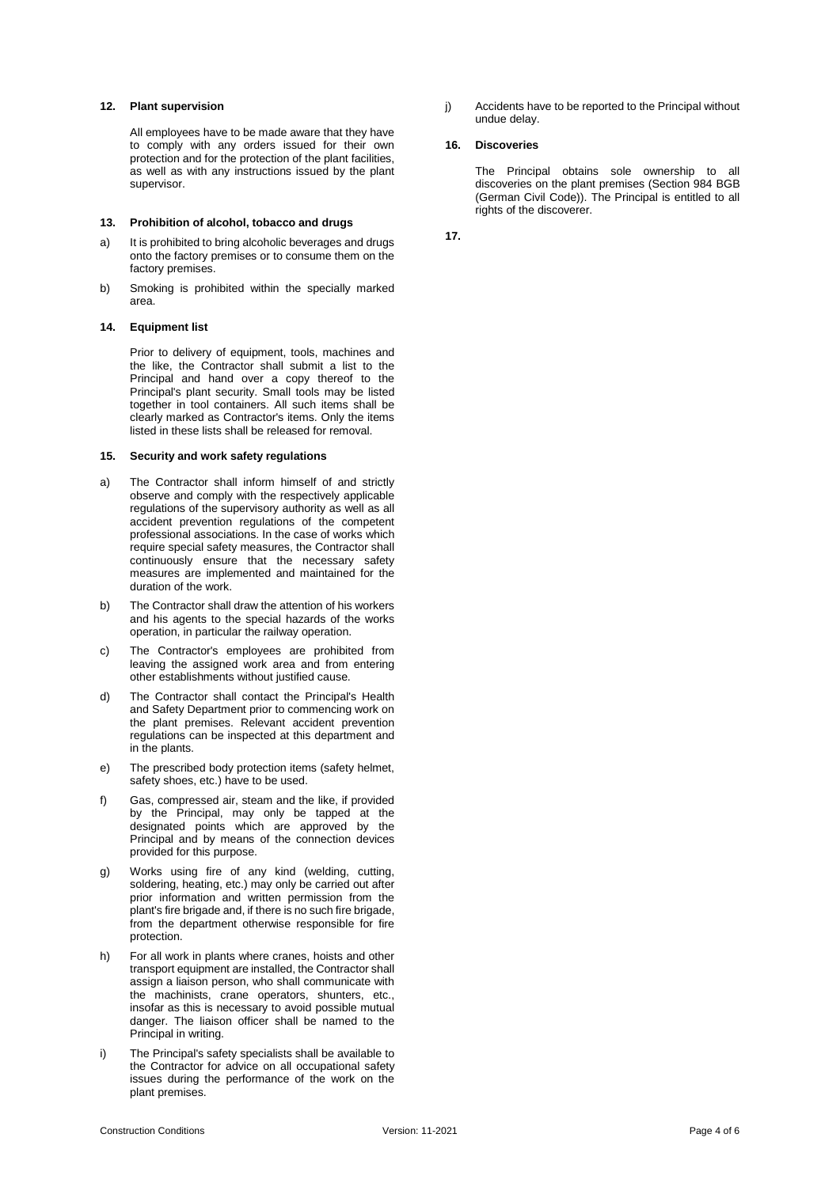## 12. Plant supervision

All employees have to be made aware that they have to comply with any orders issued for their own protection and for the protection of the plant facilities, as well as with any instructions issued by the plant supervisor.

## 13. Prohibition of alcohol, tobacco and drugs

a) It is prohibited to bring alcoholic beverages and drugs onto the factory premises or to consume them on the factory premises.

b) Smoking is prohibited within the specially marked area.

## 14. Equipment list

Prior to delivery of equipment, tools, machines and the like, the Contractor shall submit a list to the Principal and hand over a copy thereof to the Principal's plant security. Small tools may be listed together in tool containers. All such items shall be clearly marked as Contractor's items. Only the items listed in these lists shall be released for removal.

## 15. Security and work safety regulations

a) The Contractor shall inform himself of and strictly observe and comply with the respectively applicable regulations of the supervisory authority as well as all accident prevention regulations of the competent professional associations. In the case of works which require special safety measures, the Contractor shall continuously ensure that the necessary safety measures are implemented and maintained for the duration of the work.

b) The Contractor shall draw the attention of his workers and his agents to the special hazards of the works operation, in particular the railway operation.

c) The Contractor's employees are prohibited from leaving the assigned work area and from entering other establishments without justified cause.

d) The Contractor shall contact the Principal's Health and Safety Department prior to commencing work on the plant premises. Relevant accident prevention regulations can be inspected at this department and in the plants.

e) The prescribed body protection items (safety helmet, safety shoes, etc.) have to be used.

f) Gas, compressed air, steam and the like, if provided by the Principal, may only be tapped at the designated points which are approved by the Principal and by means of the connection devices provided for this purpose.

g) Works using fire of any kind (welding, cutting, soldering, heating, etc.) may only be carried out after prior information and written permission from the plant's fire brigade and, if there is no such fire brigade, from the department otherwise responsible for fire protection.

h) For all work in plants where cranes, hoists and other transport equipment are installed, the Contractor shall assign a liaison person, who shall communicate with the machinists, crane operators, shunters, etc., insofar as this is necessary to avoid possible mutual danger. The liaison officer shall be named to the Principal in writing.

i) The Principal's safety specialists shall be available to the Contractor for advice on all occupational safety issues during the performance of the work on the plant premises.

j) Accidents have to be reported to the Principal without undue delay.

## 16. Discoveries

The Principal obtains sole ownership to all discoveries on the plant premises (Section 984 BGB (German Civil Code)). The Principal is entitled to all rights of the discoverer.

## 17.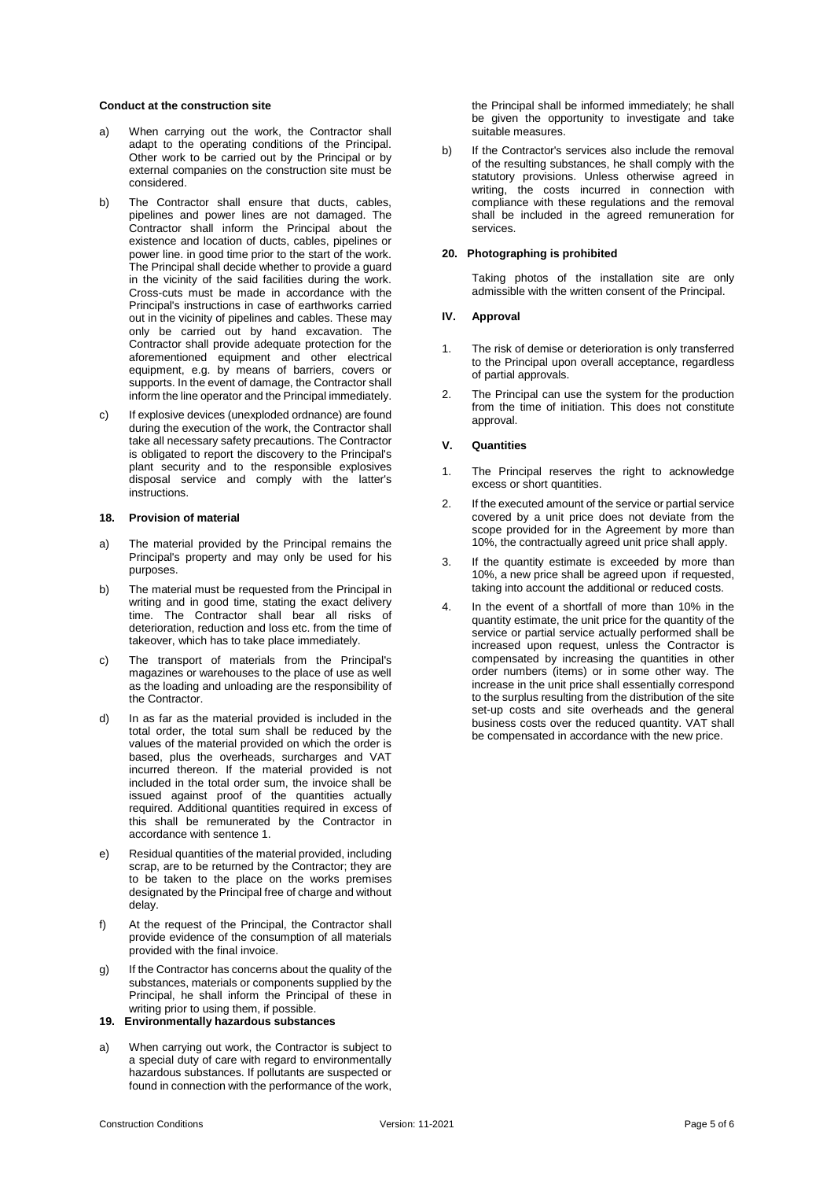**Conduct at the construction site**

a) When carrying out the work, the Contractor shall adapt to the operating conditions of the Principal. Other work to be carried out by the Principal or by external companies on the construction site must be considered.

b) The Contractor shall ensure that ducts, cables, pipelines and power lines are not damaged. The Contractor shall inform the Principal about the existence and location of ducts, cables, pipelines or power line. in good time prior to the start of the work. The Principal shall decide whether to provide a guard in the vicinity of the said facilities during the work. Cross-cuts must be made in accordance with the Principal's instructions in case of earthworks carried out in the vicinity of pipelines and cables. These may only be carried out by hand excavation. The Contractor shall provide adequate protection for the aforementioned equipment and other electrical equipment, e.g. by means of barriers, covers or supports. In the event of damage, the Contractor shall inform the line operator and the Principal immediately.

c) If explosive devices (unexploded ordnance) are found during the execution of the work, the Contractor shall take all necessary safety precautions. The Contractor is obligated to report the discovery to the Principal's plant security and to the responsible explosives disposal service and comply with the latter's instructions.

## 18. Provision of material

a) The material provided by the Principal remains the Principal's property and may only be used for his purposes.

b) The material must be requested from the Principal in writing and in good time, stating the exact delivery time. The Contractor shall bear all risks of deterioration, reduction and loss etc. from the time of takeover, which has to take place immediately.

c) The transport of materials from the Principal's magazines or warehouses to the place of use as well as the loading and unloading are the responsibility of the Contractor.

d) In as far as the material provided is included in the total order, the total sum shall be reduced by the values of the material provided on which the order is based, plus the overheads, surcharges and VAT incurred thereon. If the material provided is not included in the total order sum, the invoice shall be issued against proof of the quantities actually required. Additional quantities required in excess of this shall be remunerated by the Contractor in accordance with sentence 1.

e) Residual quantities of the material provided, including scrap, are to be returned by the Contractor; they are to be taken to the place on the works premises designated by the Principal free of charge and without delay.

f) At the request of the Principal, the Contractor shall provide evidence of the consumption of all materials provided with the final invoice.

g) If the Contractor has concerns about the quality of the substances, materials or components supplied by the Principal, he shall inform the Principal of these in writing prior to using them, if possible.

## 19. Environmentally hazardous substances

a) When carrying out work, the Contractor is subject to a special duty of care with regard to environmentally hazardous substances. If pollutants are suspected or found in connection with the performance of the work, the Principal shall be informed immediately; he shall be given the opportunity to investigate and take suitable measures.

b) If the Contractor's services also include the removal of the resulting substances, he shall comply with the statutory provisions. Unless otherwise agreed in writing, the costs incurred in connection with compliance with these regulations and the removal shall be included in the agreed remuneration for services.

## 20. Photographing is prohibited

Taking photos of the installation site are only admissible with the written consent of the Principal.

# IV. Approval

1. The risk of demise or deterioration is only transferred to the Principal upon overall acceptance, regardless of partial approvals.

2. The Principal can use the system for the production from the time of initiation. This does not constitute approval.

# V. Quantities

1. The Principal reserves the right to acknowledge excess or short quantities.

2. If the executed amount of the service or partial service covered by a unit price does not deviate from the scope provided for in the Agreement by more than 10%, the contractually agreed unit price shall apply.

3. If the quantity estimate is exceeded by more than 10%, a new price shall be agreed upon if requested, taking into account the additional or reduced costs.

4. In the event of a shortfall of more than 10% in the quantity estimate, the unit price for the quantity of the service or partial service actually performed shall be increased upon request, unless the Contractor is compensated by increasing the quantities in other order numbers (items) or in some other way. The increase in the unit price shall essentially correspond to the surplus resulting from the distribution of the site set-up costs and site overheads and the general business costs over the reduced quantity. VAT shall be compensated in accordance with the new price.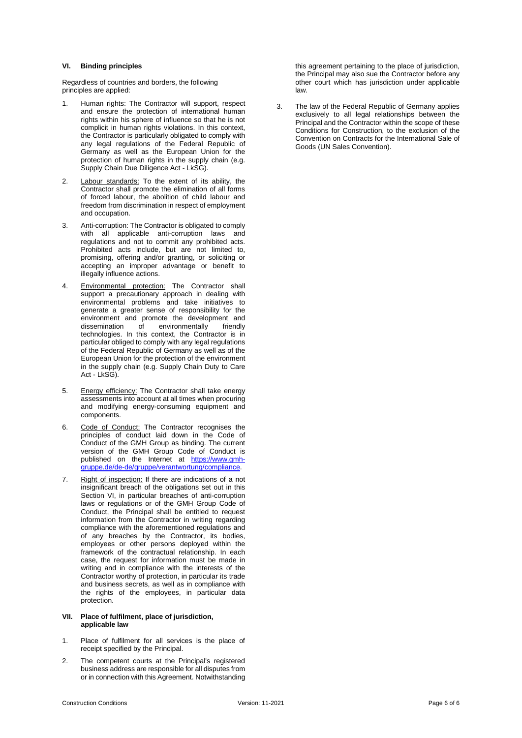## VI. Binding principles

Regardless of countries and borders, the following principles are applied:

1. Human rights: The Contractor will support, respect and ensure the protection of international human rights within his sphere of influence so that he is not complicit in human rights violations. In this context, the Contractor is particularly obligated to comply with any legal regulations of the Federal Republic of Germany as well as the European Union for the protection of human rights in the supply chain (e.g. Supply Chain Due Diligence Act - LkSG).

2. Labour standards: To the extent of its ability, the Contractor shall promote the elimination of all forms of forced labour, the abolition of child labour and freedom from discrimination in respect of employment and occupation.

3. Anti-corruption: The Contractor is obligated to comply with all applicable anti-corruption laws and regulations and not to commit any prohibited acts. Prohibited acts include, but are not limited to, promising, offering and/or granting, or soliciting or accepting an improper advantage or benefit to illegally influence actions.

4. Environmental protection: The Contractor shall support a precautionary approach in dealing with environmental problems and take initiatives to generate a greater sense of responsibility for the environment and promote the development and dissemination of environmentally friendly technologies. In this context, the Contractor is in particular obliged to comply with any legal regulations of the Federal Republic of Germany as well as of the European Union for the protection of the environment in the supply chain (e.g. Supply Chain Duty to Care Act - LkSG).

5. Energy efficiency: The Contractor shall take energy assessments into account at all times when procuring and modifying energy-consuming equipment and components.

6. Code of Conduct: The Contractor recognises the principles of conduct laid down in the Code of Conduct of the GMH Group as binding. The current version of the GMH Group Code of Conduct is published on the Internet at https://www.gmh-gruppe.de/de-de/gruppe/verantwortung/compliance.

7. Right of inspection: If there are indications of a not insignificant breach of the obligations set out in this Section VI, in particular breaches of anti-corruption laws or regulations or of the GMH Group Code of Conduct, the Principal shall be entitled to request information from the Contractor in writing regarding compliance with the aforementioned regulations and of any breaches by the Contractor, its bodies, employees or other persons deployed within the framework of the contractual relationship. In each case, the request for information must be made in writing and in compliance with the interests of the Contractor worthy of protection, in particular its trade and business secrets, as well as in compliance with the rights of the employees, in particular data protection.

## VII. Place of fulfilment, place of jurisdiction, applicable law

1. Place of fulfilment for all services is the place of receipt specified by the Principal.

2. The competent courts at the Principal's registered business address are responsible for all disputes from or in connection with this Agreement. Notwithstanding this agreement pertaining to the place of jurisdiction, the Principal may also sue the Contractor before any other court which has jurisdiction under applicable law.

3. The law of the Federal Republic of Germany applies exclusively to all legal relationships between the Principal and the Contractor within the scope of these Conditions for Construction, to the exclusion of the Convention on Contracts for the International Sale of Goods (UN Sales Convention).